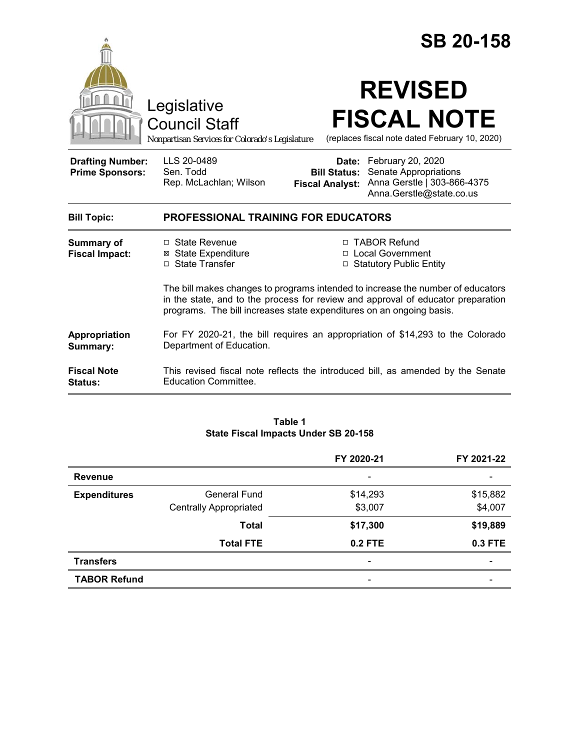# SB 20-158

Legislative Council Staff

*Nonpartisan Services for Colorado's Legislature*

# REVISED FISCAL NOTE

(replaces fiscal note dated February 10, 2020)

| | | | |
|---|---|---|---|
| **Drafting Number:** | LLS 20-0489 | **Date:** | February 20, 2020 |
| **Prime Sponsors:** | Sen. Todd<br>Rep. McLachlan; Wilson | **Bill Status:** | Senate Appropriations |
| | | **Fiscal Analyst:** | Anna Gerstle \| 303-866-4375<br>Anna.Gerstle@state.co.us |

**Bill Topic:** **PROFESSIONAL TRAINING FOR EDUCATORS**

**Summary of Fiscal Impact:**

- ☐ State Revenue
- ☒ State Expenditure
- ☐ State Transfer
- ☐ TABOR Refund
- ☐ Local Government
- ☐ Statutory Public Entity

The bill makes changes to programs intended to increase the number of educators in the state, and to the process for review and approval of educator preparation programs. The bill increases state expenditures on an ongoing basis.

**Appropriation Summary:** For FY 2020-21, the bill requires an appropriation of $14,293 to the Colorado Department of Education.

**Fiscal Note Status:** This revised fiscal note reflects the introduced bill, as amended by the Senate Education Committee.

**Table 1**
**State Fiscal Impacts Under SB 20-158**

| | | FY 2020-21 | FY 2021-22 |
|---|---|---|---|
| **Revenue** | | - | - |
| **Expenditures** | General Fund | $14,293 | $15,882 |
| | Centrally Appropriated | $3,007 | $4,007 |
| | **Total** | **$17,300** | **$19,889** |
| | **Total FTE** | **0.2 FTE** | **0.3 FTE** |
| **Transfers** | | - | - |
| **TABOR Refund** | | - | - |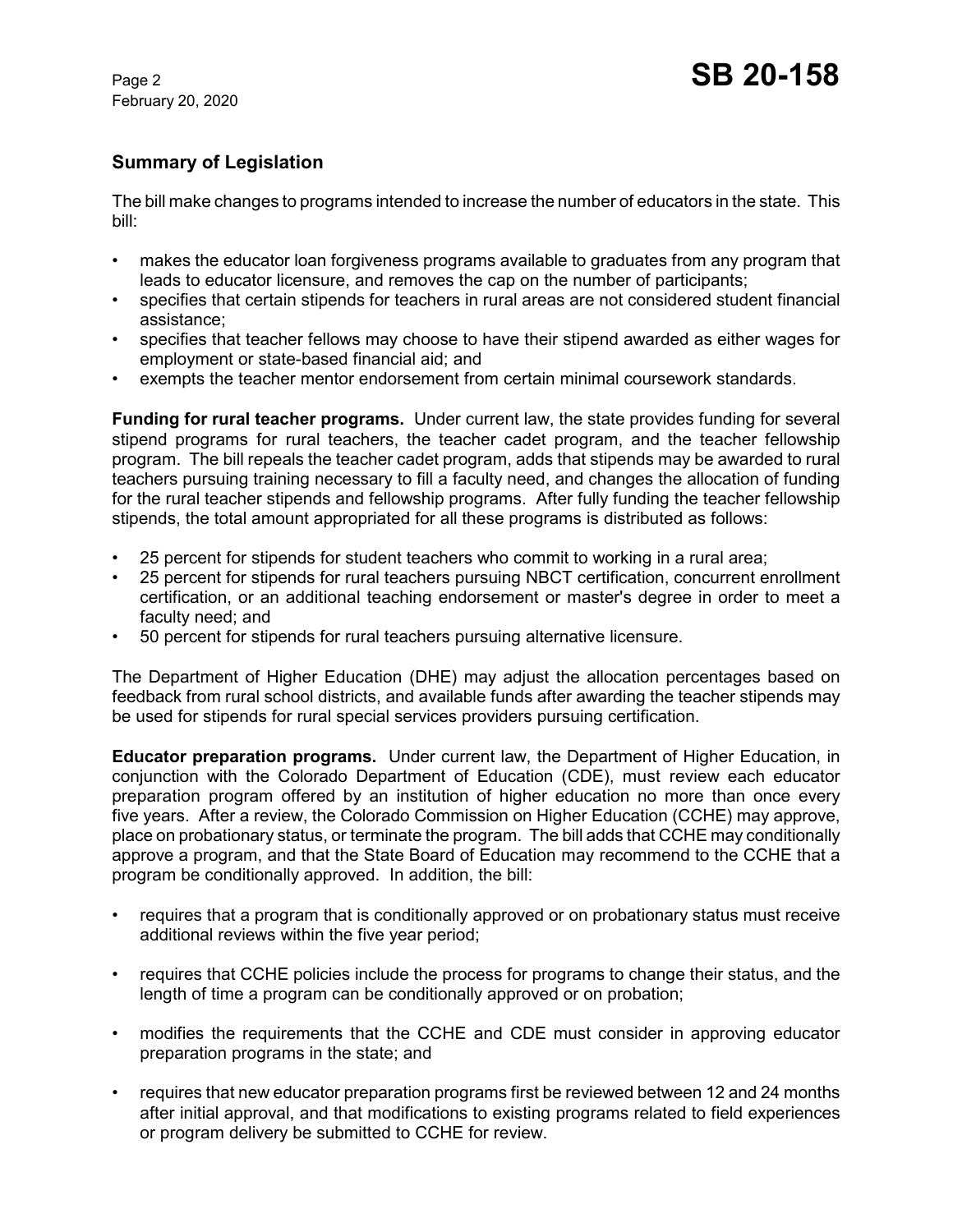## Summary of Legislation

The bill make changes to programs intended to increase the number of educators in the state. This bill:

- makes the educator loan forgiveness programs available to graduates from any program that leads to educator licensure, and removes the cap on the number of participants;
- specifies that certain stipends for teachers in rural areas are not considered student financial assistance;
- specifies that teacher fellows may choose to have their stipend awarded as either wages for employment or state-based financial aid; and
- exempts the teacher mentor endorsement from certain minimal coursework standards.

**Funding for rural teacher programs.** Under current law, the state provides funding for several stipend programs for rural teachers, the teacher cadet program, and the teacher fellowship program. The bill repeals the teacher cadet program, adds that stipends may be awarded to rural teachers pursuing training necessary to fill a faculty need, and changes the allocation of funding for the rural teacher stipends and fellowship programs. After fully funding the teacher fellowship stipends, the total amount appropriated for all these programs is distributed as follows:

- 25 percent for stipends for student teachers who commit to working in a rural area;
- 25 percent for stipends for rural teachers pursuing NBCT certification, concurrent enrollment certification, or an additional teaching endorsement or master's degree in order to meet a faculty need; and
- 50 percent for stipends for rural teachers pursuing alternative licensure.

The Department of Higher Education (DHE) may adjust the allocation percentages based on feedback from rural school districts, and available funds after awarding the teacher stipends may be used for stipends for rural special services providers pursuing certification.

**Educator preparation programs.** Under current law, the Department of Higher Education, in conjunction with the Colorado Department of Education (CDE), must review each educator preparation program offered by an institution of higher education no more than once every five years. After a review, the Colorado Commission on Higher Education (CCHE) may approve, place on probationary status, or terminate the program. The bill adds that CCHE may conditionally approve a program, and that the State Board of Education may recommend to the CCHE that a program be conditionally approved. In addition, the bill:

- requires that a program that is conditionally approved or on probationary status must receive additional reviews within the five year period;
- requires that CCHE policies include the process for programs to change their status, and the length of time a program can be conditionally approved or on probation;
- modifies the requirements that the CCHE and CDE must consider in approving educator preparation programs in the state; and
- requires that new educator preparation programs first be reviewed between 12 and 24 months after initial approval, and that modifications to existing programs related to field experiences or program delivery be submitted to CCHE for review.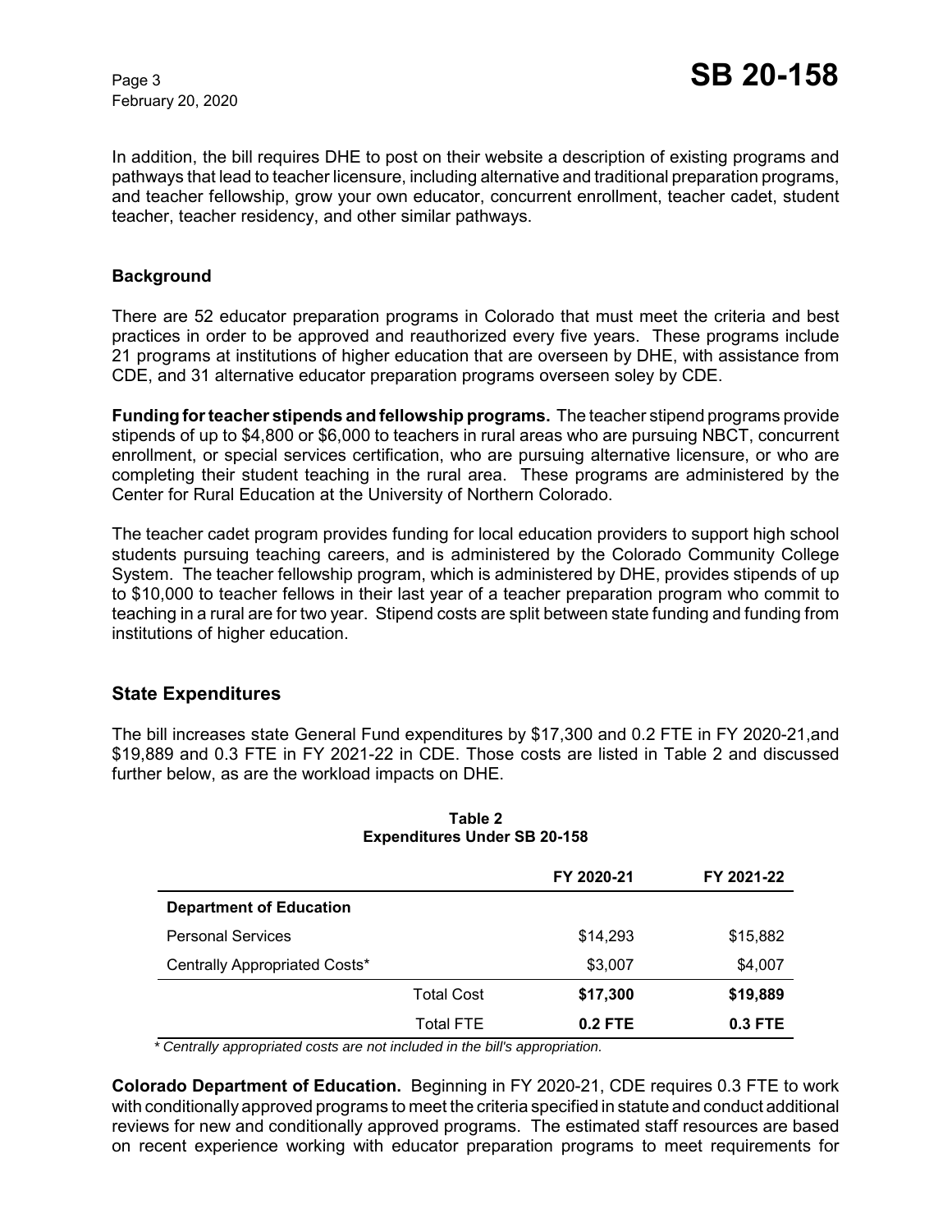In addition, the bill requires DHE to post on their website a description of existing programs and pathways that lead to teacher licensure, including alternative and traditional preparation programs, and teacher fellowship, grow your own educator, concurrent enrollment, teacher cadet, student teacher, teacher residency, and other similar pathways.

### Background

There are 52 educator preparation programs in Colorado that must meet the criteria and best practices in order to be approved and reauthorized every five years. These programs include 21 programs at institutions of higher education that are overseen by DHE, with assistance from CDE, and 31 alternative educator preparation programs overseen soley by CDE.

**Funding for teacher stipends and fellowship programs.** The teacher stipend programs provide stipends of up to $4,800 or $6,000 to teachers in rural areas who are pursuing NBCT, concurrent enrollment, or special services certification, who are pursuing alternative licensure, or who are completing their student teaching in the rural area. These programs are administered by the Center for Rural Education at the University of Northern Colorado.

The teacher cadet program provides funding for local education providers to support high school students pursuing teaching careers, and is administered by the Colorado Community College System. The teacher fellowship program, which is administered by DHE, provides stipends of up to $10,000 to teacher fellows in their last year of a teacher preparation program who commit to teaching in a rural are for two year. Stipend costs are split between state funding and funding from institutions of higher education.

## State Expenditures

The bill increases state General Fund expenditures by $17,300 and 0.2 FTE in FY 2020-21,and $19,889 and 0.3 FTE in FY 2021-22 in CDE. Those costs are listed in Table 2 and discussed further below, as are the workload impacts on DHE.

**Table 2**
**Expenditures Under SB 20-158**

| | | FY 2020-21 | FY 2021-22 |
|---|---|---|---|
| **Department of Education** | | | |
| Personal Services | | $14,293 | $15,882 |
| Centrally Appropriated Costs* | | $3,007 | $4,007 |
| | Total Cost | **$17,300** | **$19,889** |
| | Total FTE | **0.2 FTE** | **0.3 FTE** |

*\* Centrally appropriated costs are not included in the bill's appropriation.*

**Colorado Department of Education.** Beginning in FY 2020-21, CDE requires 0.3 FTE to work with conditionally approved programs to meet the criteria specified in statute and conduct additional reviews for new and conditionally approved programs. The estimated staff resources are based on recent experience working with educator preparation programs to meet requirements for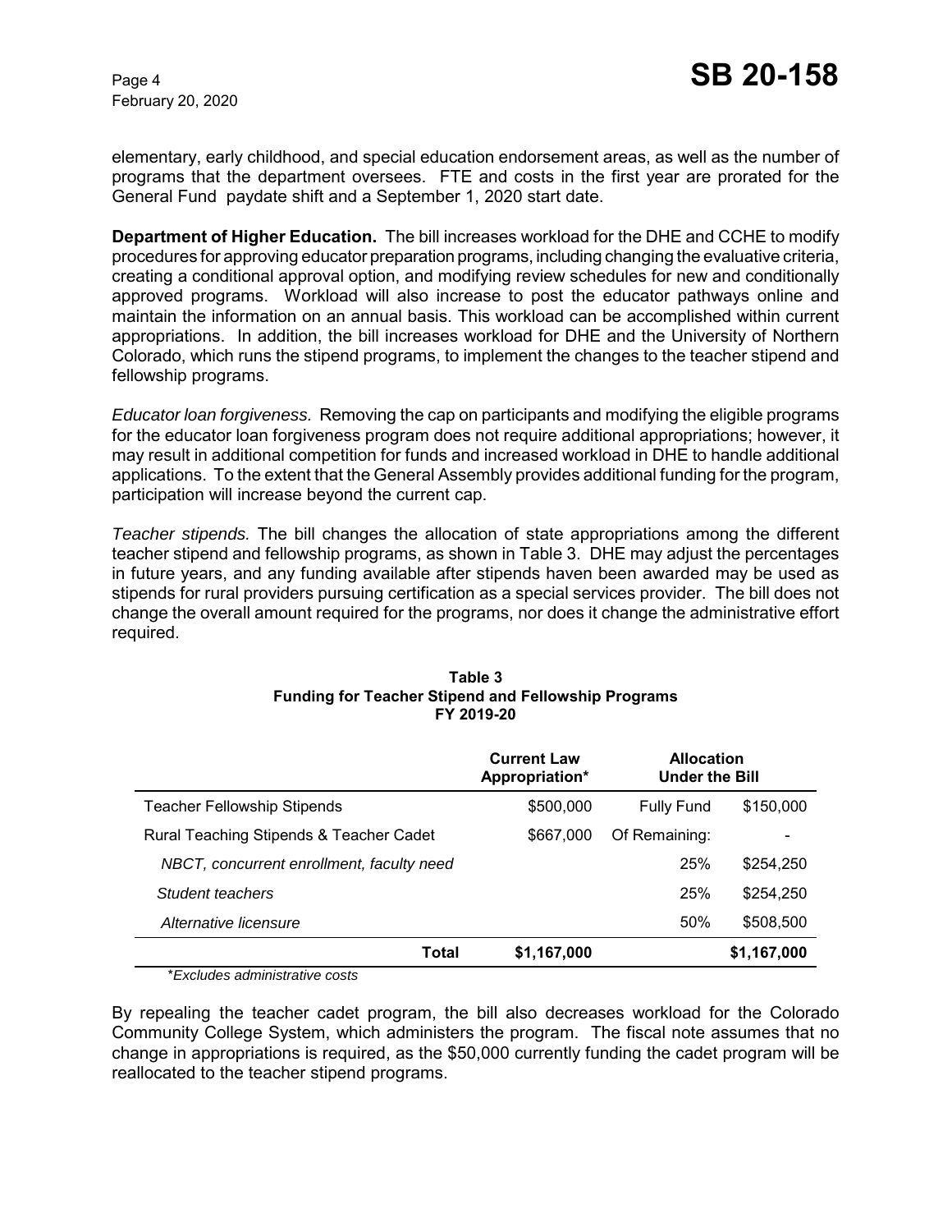elementary, early childhood, and special education endorsement areas, as well as the number of programs that the department oversees. FTE and costs in the first year are prorated for the General Fund paydate shift and a September 1, 2020 start date.

**Department of Higher Education.** The bill increases workload for the DHE and CCHE to modify procedures for approving educator preparation programs, including changing the evaluative criteria, creating a conditional approval option, and modifying review schedules for new and conditionally approved programs. Workload will also increase to post the educator pathways online and maintain the information on an annual basis. This workload can be accomplished within current appropriations. In addition, the bill increases workload for DHE and the University of Northern Colorado, which runs the stipend programs, to implement the changes to the teacher stipend and fellowship programs.

*Educator loan forgiveness.* Removing the cap on participants and modifying the eligible programs for the educator loan forgiveness program does not require additional appropriations; however, it may result in additional competition for funds and increased workload in DHE to handle additional applications. To the extent that the General Assembly provides additional funding for the program, participation will increase beyond the current cap.

*Teacher stipends.* The bill changes the allocation of state appropriations among the different teacher stipend and fellowship programs, as shown in Table 3. DHE may adjust the percentages in future years, and any funding available after stipends haven been awarded may be used as stipends for rural providers pursuing certification as a special services provider. The bill does not change the overall amount required for the programs, nor does it change the administrative effort required.

**Table 3**
**Funding for Teacher Stipend and Fellowship Programs**
**FY 2019-20**

| | Current Law Appropriation* | Allocation Under the Bill | |
|---|---|---|---|
| Teacher Fellowship Stipends | $500,000 | Fully Fund | $150,000 |
| Rural Teaching Stipends & Teacher Cadet | $667,000 | Of Remaining: | - |
| *NBCT, concurrent enrollment, faculty need* | | 25% | $254,250 |
| *Student teachers* | | 25% | $254,250 |
| *Alternative licensure* | | 50% | $508,500 |
| **Total** | **$1,167,000** | | **$1,167,000** |

*\*Excludes administrative costs*

By repealing the teacher cadet program, the bill also decreases workload for the Colorado Community College System, which administers the program. The fiscal note assumes that no change in appropriations is required, as the $50,000 currently funding the cadet program will be reallocated to the teacher stipend programs.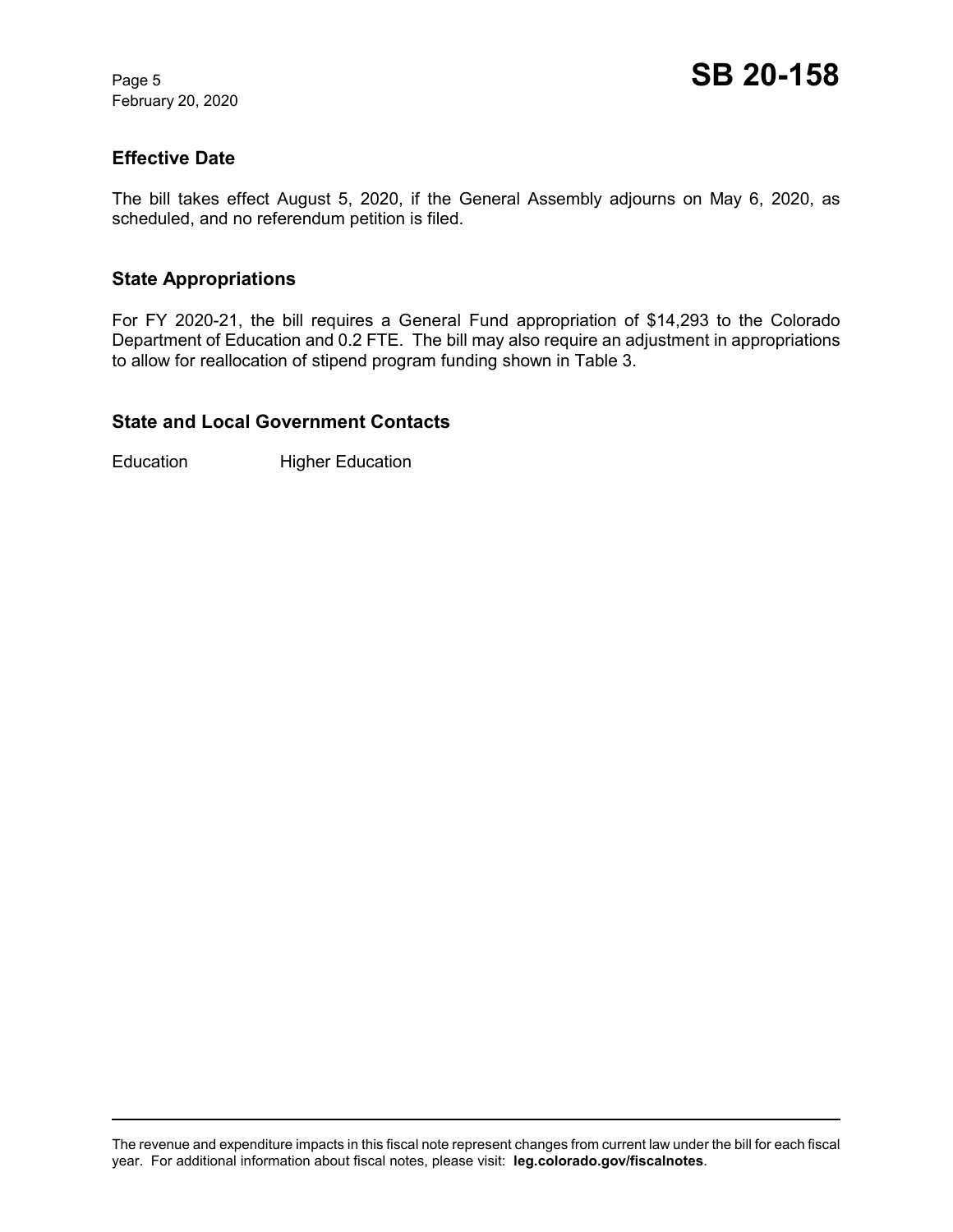## Effective Date

The bill takes effect August 5, 2020, if the General Assembly adjourns on May 6, 2020, as scheduled, and no referendum petition is filed.

## State Appropriations

For FY 2020-21, the bill requires a General Fund appropriation of $14,293 to the Colorado Department of Education and 0.2 FTE. The bill may also require an adjustment in appropriations to allow for reallocation of stipend program funding shown in Table 3.

## State and Local Government Contacts

Education Higher Education

The revenue and expenditure impacts in this fiscal note represent changes from current law under the bill for each fiscal year. For additional information about fiscal notes, please visit: **leg.colorado.gov/fiscalnotes**.